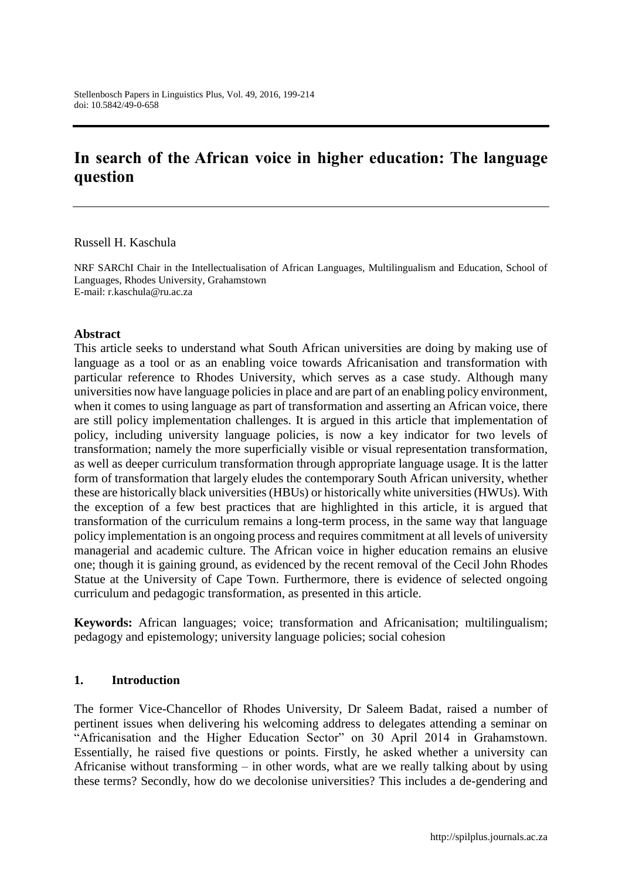# In search of the African voice in higher education: The language question

Russell H. Kaschula

NRF SARChI Chair in the Intellectualisation of African Languages, Multilingualism and Education, School of Languages, Rhodes University, Grahamstown
E-mail: r.kaschula@ru.ac.za

## Abstract

This article seeks to understand what South African universities are doing by making use of language as a tool or as an enabling voice towards Africanisation and transformation with particular reference to Rhodes University, which serves as a case study. Although many universities now have language policies in place and are part of an enabling policy environment, when it comes to using language as part of transformation and asserting an African voice, there are still policy implementation challenges. It is argued in this article that implementation of policy, including university language policies, is now a key indicator for two levels of transformation; namely the more superficially visible or visual representation transformation, as well as deeper curriculum transformation through appropriate language usage. It is the latter form of transformation that largely eludes the contemporary South African university, whether these are historically black universities (HBUs) or historically white universities (HWUs). With the exception of a few best practices that are highlighted in this article, it is argued that transformation of the curriculum remains a long-term process, in the same way that language policy implementation is an ongoing process and requires commitment at all levels of university managerial and academic culture. The African voice in higher education remains an elusive one; though it is gaining ground, as evidenced by the recent removal of the Cecil John Rhodes Statue at the University of Cape Town. Furthermore, there is evidence of selected ongoing curriculum and pedagogic transformation, as presented in this article.

**Keywords:** African languages; voice; transformation and Africanisation; multilingualism; pedagogy and epistemology; university language policies; social cohesion

## 1. Introduction

The former Vice-Chancellor of Rhodes University, Dr Saleem Badat, raised a number of pertinent issues when delivering his welcoming address to delegates attending a seminar on "Africanisation and the Higher Education Sector" on 30 April 2014 in Grahamstown. Essentially, he raised five questions or points. Firstly, he asked whether a university can Africanise without transforming – in other words, what are we really talking about by using these terms? Secondly, how do we decolonise universities? This includes a de-gendering and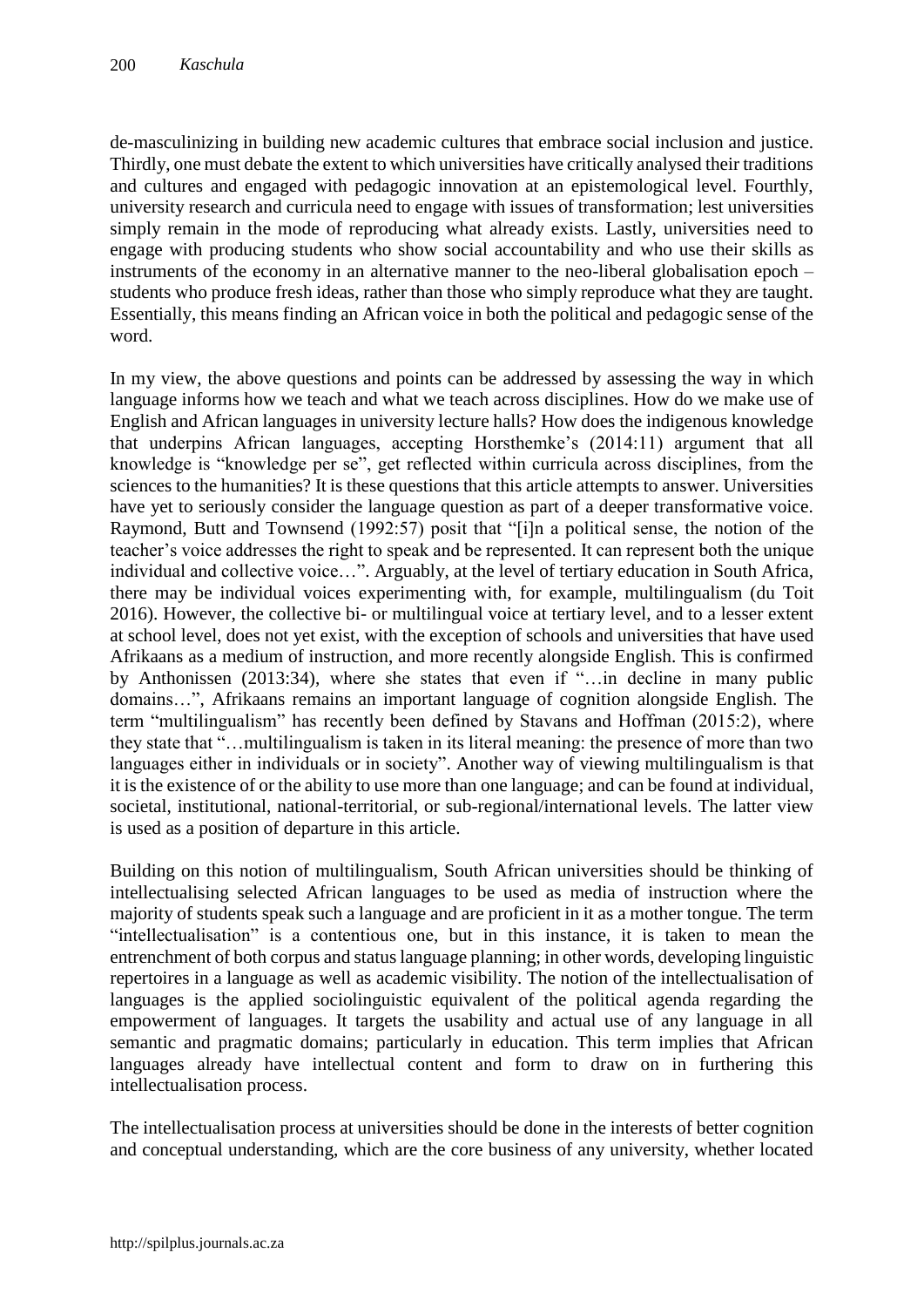de-masculinizing in building new academic cultures that embrace social inclusion and justice. Thirdly, one must debate the extent to which universities have critically analysed their traditions and cultures and engaged with pedagogic innovation at an epistemological level. Fourthly, university research and curricula need to engage with issues of transformation; lest universities simply remain in the mode of reproducing what already exists. Lastly, universities need to engage with producing students who show social accountability and who use their skills as instruments of the economy in an alternative manner to the neo-liberal globalisation epoch – students who produce fresh ideas, rather than those who simply reproduce what they are taught. Essentially, this means finding an African voice in both the political and pedagogic sense of the word.

In my view, the above questions and points can be addressed by assessing the way in which language informs how we teach and what we teach across disciplines. How do we make use of English and African languages in university lecture halls? How does the indigenous knowledge that underpins African languages, accepting Horsthemke's (2014:11) argument that all knowledge is "knowledge per se", get reflected within curricula across disciplines, from the sciences to the humanities? It is these questions that this article attempts to answer. Universities have yet to seriously consider the language question as part of a deeper transformative voice. Raymond, Butt and Townsend (1992:57) posit that "[i]n a political sense, the notion of the teacher's voice addresses the right to speak and be represented. It can represent both the unique individual and collective voice…". Arguably, at the level of tertiary education in South Africa, there may be individual voices experimenting with, for example, multilingualism (du Toit 2016). However, the collective bi- or multilingual voice at tertiary level, and to a lesser extent at school level, does not yet exist, with the exception of schools and universities that have used Afrikaans as a medium of instruction, and more recently alongside English. This is confirmed by Anthonissen (2013:34), where she states that even if "…in decline in many public domains…", Afrikaans remains an important language of cognition alongside English. The term "multilingualism" has recently been defined by Stavans and Hoffman (2015:2), where they state that "…multilingualism is taken in its literal meaning: the presence of more than two languages either in individuals or in society". Another way of viewing multilingualism is that it is the existence of or the ability to use more than one language; and can be found at individual, societal, institutional, national-territorial, or sub-regional/international levels. The latter view is used as a position of departure in this article.

Building on this notion of multilingualism, South African universities should be thinking of intellectualising selected African languages to be used as media of instruction where the majority of students speak such a language and are proficient in it as a mother tongue. The term "intellectualisation" is a contentious one, but in this instance, it is taken to mean the entrenchment of both corpus and status language planning; in other words, developing linguistic repertoires in a language as well as academic visibility. The notion of the intellectualisation of languages is the applied sociolinguistic equivalent of the political agenda regarding the empowerment of languages. It targets the usability and actual use of any language in all semantic and pragmatic domains; particularly in education. This term implies that African languages already have intellectual content and form to draw on in furthering this intellectualisation process.

The intellectualisation process at universities should be done in the interests of better cognition and conceptual understanding, which are the core business of any university, whether located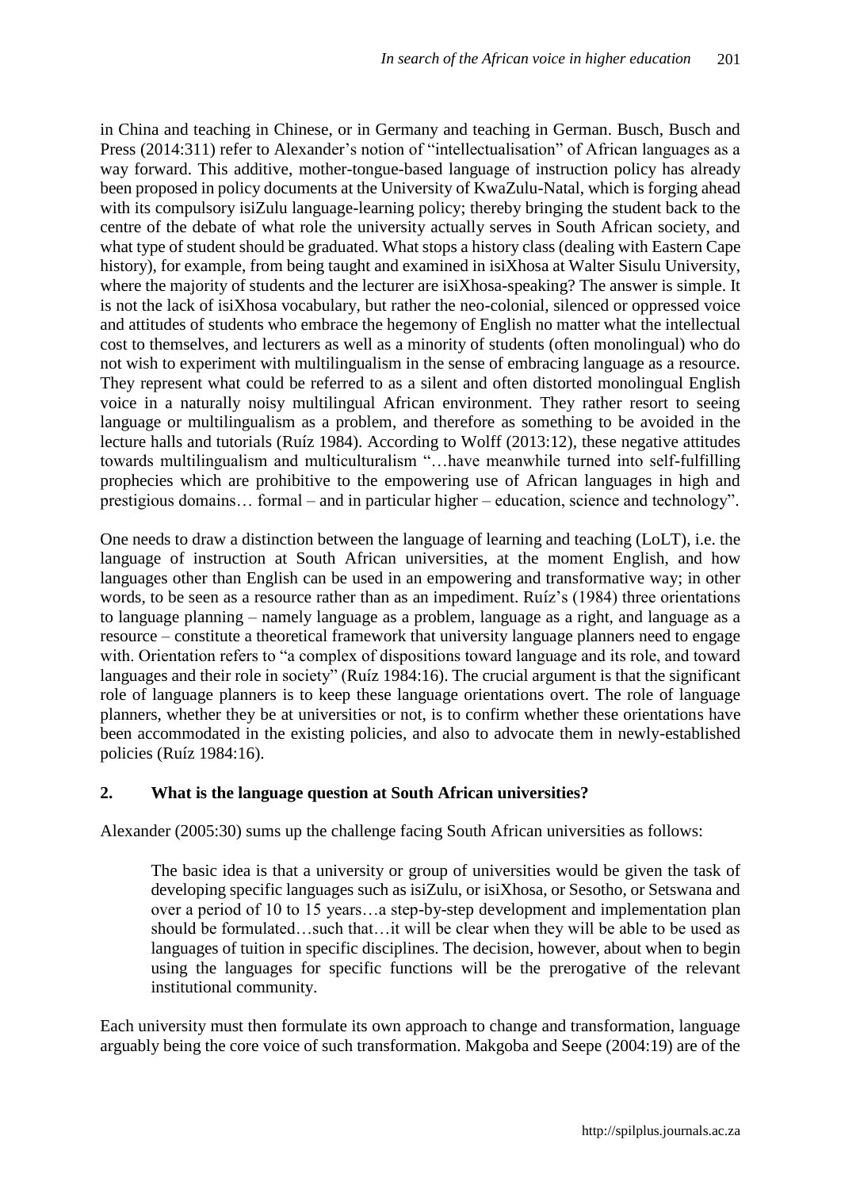in China and teaching in Chinese, or in Germany and teaching in German. Busch, Busch and Press (2014:311) refer to Alexander's notion of "intellectualisation" of African languages as a way forward. This additive, mother-tongue-based language of instruction policy has already been proposed in policy documents at the University of KwaZulu-Natal, which is forging ahead with its compulsory isiZulu language-learning policy; thereby bringing the student back to the centre of the debate of what role the university actually serves in South African society, and what type of student should be graduated. What stops a history class (dealing with Eastern Cape history), for example, from being taught and examined in isiXhosa at Walter Sisulu University, where the majority of students and the lecturer are isiXhosa-speaking? The answer is simple. It is not the lack of isiXhosa vocabulary, but rather the neo-colonial, silenced or oppressed voice and attitudes of students who embrace the hegemony of English no matter what the intellectual cost to themselves, and lecturers as well as a minority of students (often monolingual) who do not wish to experiment with multilingualism in the sense of embracing language as a resource. They represent what could be referred to as a silent and often distorted monolingual English voice in a naturally noisy multilingual African environment. They rather resort to seeing language or multilingualism as a problem, and therefore as something to be avoided in the lecture halls and tutorials (Ruíz 1984). According to Wolff (2013:12), these negative attitudes towards multilingualism and multiculturalism "…have meanwhile turned into self-fulfilling prophecies which are prohibitive to the empowering use of African languages in high and prestigious domains… formal – and in particular higher – education, science and technology".

One needs to draw a distinction between the language of learning and teaching (LoLT), i.e. the language of instruction at South African universities, at the moment English, and how languages other than English can be used in an empowering and transformative way; in other words, to be seen as a resource rather than as an impediment. Ruíz's (1984) three orientations to language planning – namely language as a problem, language as a right, and language as a resource – constitute a theoretical framework that university language planners need to engage with. Orientation refers to "a complex of dispositions toward language and its role, and toward languages and their role in society" (Ruíz 1984:16). The crucial argument is that the significant role of language planners is to keep these language orientations overt. The role of language planners, whether they be at universities or not, is to confirm whether these orientations have been accommodated in the existing policies, and also to advocate them in newly-established policies (Ruíz 1984:16).

## 2. What is the language question at South African universities?

Alexander (2005:30) sums up the challenge facing South African universities as follows:

> The basic idea is that a university or group of universities would be given the task of developing specific languages such as isiZulu, or isiXhosa, or Sesotho, or Setswana and over a period of 10 to 15 years…a step-by-step development and implementation plan should be formulated…such that…it will be clear when they will be able to be used as languages of tuition in specific disciplines. The decision, however, about when to begin using the languages for specific functions will be the prerogative of the relevant institutional community.

Each university must then formulate its own approach to change and transformation, language arguably being the core voice of such transformation. Makgoba and Seepe (2004:19) are of the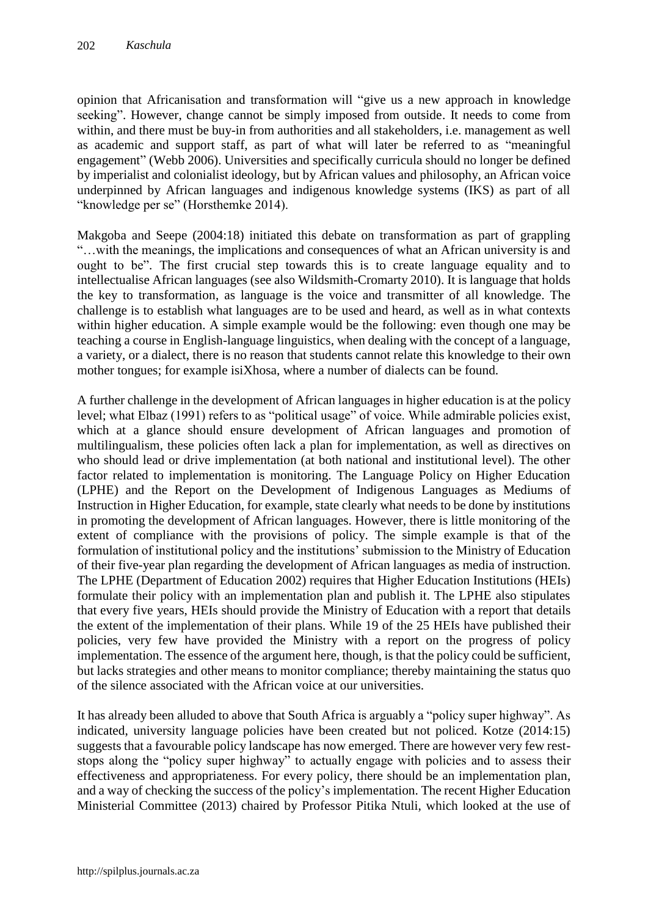opinion that Africanisation and transformation will "give us a new approach in knowledge seeking". However, change cannot be simply imposed from outside. It needs to come from within, and there must be buy-in from authorities and all stakeholders, i.e. management as well as academic and support staff, as part of what will later be referred to as "meaningful engagement" (Webb 2006). Universities and specifically curricula should no longer be defined by imperialist and colonialist ideology, but by African values and philosophy, an African voice underpinned by African languages and indigenous knowledge systems (IKS) as part of all "knowledge per se" (Horsthemke 2014).

Makgoba and Seepe (2004:18) initiated this debate on transformation as part of grappling "…with the meanings, the implications and consequences of what an African university is and ought to be". The first crucial step towards this is to create language equality and to intellectualise African languages (see also Wildsmith-Cromarty 2010). It is language that holds the key to transformation, as language is the voice and transmitter of all knowledge. The challenge is to establish what languages are to be used and heard, as well as in what contexts within higher education. A simple example would be the following: even though one may be teaching a course in English-language linguistics, when dealing with the concept of a language, a variety, or a dialect, there is no reason that students cannot relate this knowledge to their own mother tongues; for example isiXhosa, where a number of dialects can be found.

A further challenge in the development of African languages in higher education is at the policy level; what Elbaz (1991) refers to as "political usage" of voice. While admirable policies exist, which at a glance should ensure development of African languages and promotion of multilingualism, these policies often lack a plan for implementation, as well as directives on who should lead or drive implementation (at both national and institutional level). The other factor related to implementation is monitoring. The Language Policy on Higher Education (LPHE) and the Report on the Development of Indigenous Languages as Mediums of Instruction in Higher Education, for example, state clearly what needs to be done by institutions in promoting the development of African languages. However, there is little monitoring of the extent of compliance with the provisions of policy. The simple example is that of the formulation of institutional policy and the institutions' submission to the Ministry of Education of their five-year plan regarding the development of African languages as media of instruction. The LPHE (Department of Education 2002) requires that Higher Education Institutions (HEIs) formulate their policy with an implementation plan and publish it. The LPHE also stipulates that every five years, HEIs should provide the Ministry of Education with a report that details the extent of the implementation of their plans. While 19 of the 25 HEIs have published their policies, very few have provided the Ministry with a report on the progress of policy implementation. The essence of the argument here, though, is that the policy could be sufficient, but lacks strategies and other means to monitor compliance; thereby maintaining the status quo of the silence associated with the African voice at our universities.

It has already been alluded to above that South Africa is arguably a "policy super highway". As indicated, university language policies have been created but not policed. Kotze (2014:15) suggests that a favourable policy landscape has now emerged. There are however very few rest-stops along the "policy super highway" to actually engage with policies and to assess their effectiveness and appropriateness. For every policy, there should be an implementation plan, and a way of checking the success of the policy's implementation. The recent Higher Education Ministerial Committee (2013) chaired by Professor Pitika Ntuli, which looked at the use of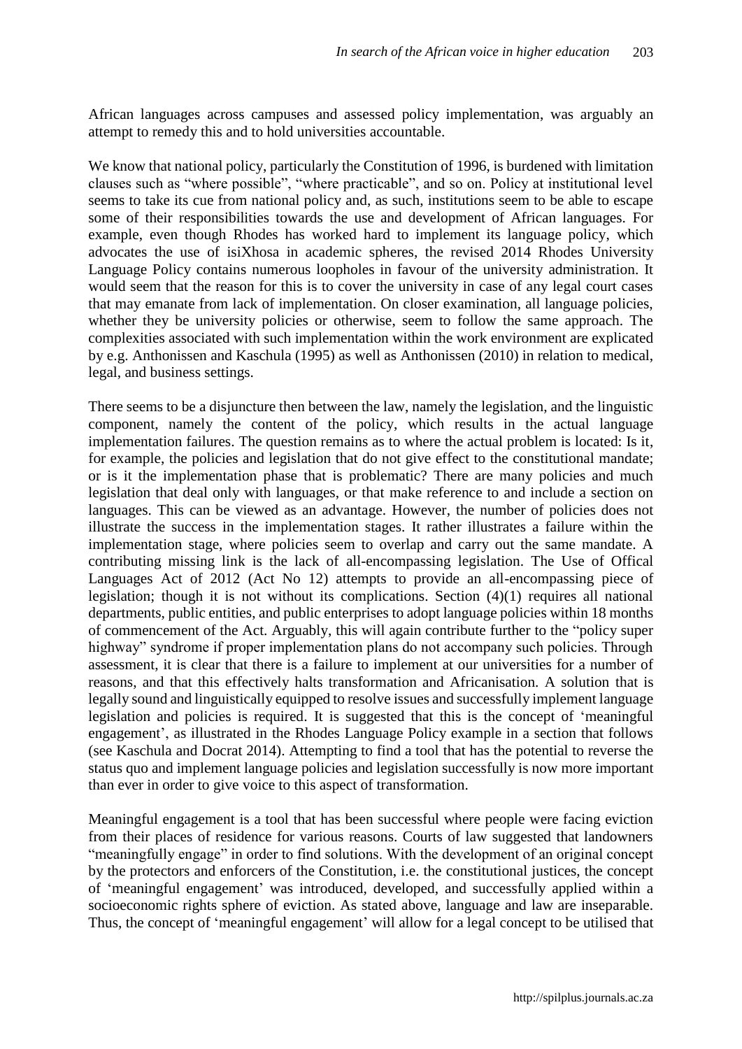African languages across campuses and assessed policy implementation, was arguably an attempt to remedy this and to hold universities accountable.

We know that national policy, particularly the Constitution of 1996, is burdened with limitation clauses such as "where possible", "where practicable", and so on. Policy at institutional level seems to take its cue from national policy and, as such, institutions seem to be able to escape some of their responsibilities towards the use and development of African languages. For example, even though Rhodes has worked hard to implement its language policy, which advocates the use of isiXhosa in academic spheres, the revised 2014 Rhodes University Language Policy contains numerous loopholes in favour of the university administration. It would seem that the reason for this is to cover the university in case of any legal court cases that may emanate from lack of implementation. On closer examination, all language policies, whether they be university policies or otherwise, seem to follow the same approach. The complexities associated with such implementation within the work environment are explicated by e.g. Anthonissen and Kaschula (1995) as well as Anthonissen (2010) in relation to medical, legal, and business settings.

There seems to be a disjuncture then between the law, namely the legislation, and the linguistic component, namely the content of the policy, which results in the actual language implementation failures. The question remains as to where the actual problem is located: Is it, for example, the policies and legislation that do not give effect to the constitutional mandate; or is it the implementation phase that is problematic? There are many policies and much legislation that deal only with languages, or that make reference to and include a section on languages. This can be viewed as an advantage. However, the number of policies does not illustrate the success in the implementation stages. It rather illustrates a failure within the implementation stage, where policies seem to overlap and carry out the same mandate. A contributing missing link is the lack of all-encompassing legislation. The Use of Offical Languages Act of 2012 (Act No 12) attempts to provide an all-encompassing piece of legislation; though it is not without its complications. Section (4)(1) requires all national departments, public entities, and public enterprises to adopt language policies within 18 months of commencement of the Act. Arguably, this will again contribute further to the "policy super highway" syndrome if proper implementation plans do not accompany such policies. Through assessment, it is clear that there is a failure to implement at our universities for a number of reasons, and that this effectively halts transformation and Africanisation. A solution that is legally sound and linguistically equipped to resolve issues and successfully implement language legislation and policies is required. It is suggested that this is the concept of 'meaningful engagement', as illustrated in the Rhodes Language Policy example in a section that follows (see Kaschula and Docrat 2014). Attempting to find a tool that has the potential to reverse the status quo and implement language policies and legislation successfully is now more important than ever in order to give voice to this aspect of transformation.

Meaningful engagement is a tool that has been successful where people were facing eviction from their places of residence for various reasons. Courts of law suggested that landowners "meaningfully engage" in order to find solutions. With the development of an original concept by the protectors and enforcers of the Constitution, i.e. the constitutional justices, the concept of 'meaningful engagement' was introduced, developed, and successfully applied within a socioeconomic rights sphere of eviction. As stated above, language and law are inseparable. Thus, the concept of 'meaningful engagement' will allow for a legal concept to be utilised that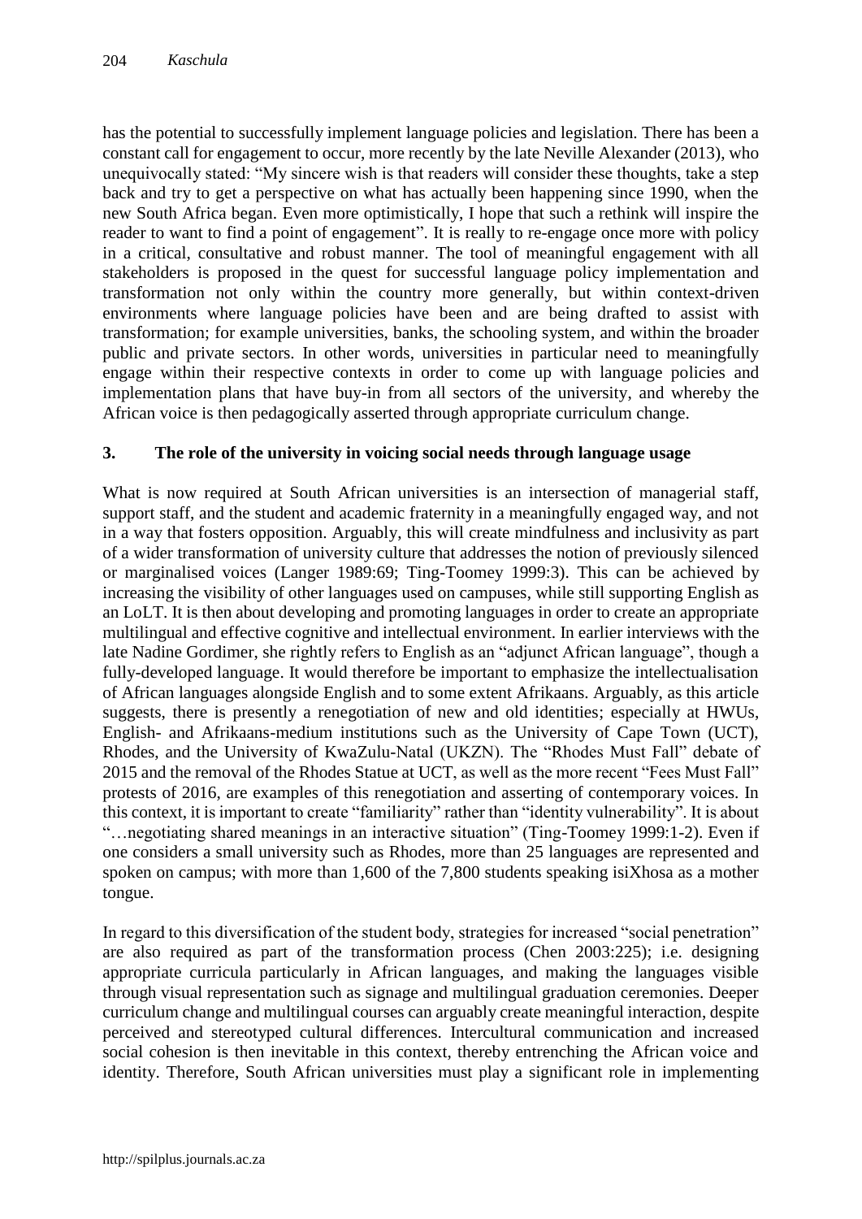has the potential to successfully implement language policies and legislation. There has been a constant call for engagement to occur, more recently by the late Neville Alexander (2013), who unequivocally stated: "My sincere wish is that readers will consider these thoughts, take a step back and try to get a perspective on what has actually been happening since 1990, when the new South Africa began. Even more optimistically, I hope that such a rethink will inspire the reader to want to find a point of engagement". It is really to re-engage once more with policy in a critical, consultative and robust manner. The tool of meaningful engagement with all stakeholders is proposed in the quest for successful language policy implementation and transformation not only within the country more generally, but within context-driven environments where language policies have been and are being drafted to assist with transformation; for example universities, banks, the schooling system, and within the broader public and private sectors. In other words, universities in particular need to meaningfully engage within their respective contexts in order to come up with language policies and implementation plans that have buy-in from all sectors of the university, and whereby the African voice is then pedagogically asserted through appropriate curriculum change.

## 3. The role of the university in voicing social needs through language usage

What is now required at South African universities is an intersection of managerial staff, support staff, and the student and academic fraternity in a meaningfully engaged way, and not in a way that fosters opposition. Arguably, this will create mindfulness and inclusivity as part of a wider transformation of university culture that addresses the notion of previously silenced or marginalised voices (Langer 1989:69; Ting-Toomey 1999:3). This can be achieved by increasing the visibility of other languages used on campuses, while still supporting English as an LoLT. It is then about developing and promoting languages in order to create an appropriate multilingual and effective cognitive and intellectual environment. In earlier interviews with the late Nadine Gordimer, she rightly refers to English as an "adjunct African language", though a fully-developed language. It would therefore be important to emphasize the intellectualisation of African languages alongside English and to some extent Afrikaans. Arguably, as this article suggests, there is presently a renegotiation of new and old identities; especially at HWUs, English- and Afrikaans-medium institutions such as the University of Cape Town (UCT), Rhodes, and the University of KwaZulu-Natal (UKZN). The "Rhodes Must Fall" debate of 2015 and the removal of the Rhodes Statue at UCT, as well as the more recent "Fees Must Fall" protests of 2016, are examples of this renegotiation and asserting of contemporary voices. In this context, it is important to create "familiarity" rather than "identity vulnerability". It is about "…negotiating shared meanings in an interactive situation" (Ting-Toomey 1999:1-2). Even if one considers a small university such as Rhodes, more than 25 languages are represented and spoken on campus; with more than 1,600 of the 7,800 students speaking isiXhosa as a mother tongue.

In regard to this diversification of the student body, strategies for increased "social penetration" are also required as part of the transformation process (Chen 2003:225); i.e. designing appropriate curricula particularly in African languages, and making the languages visible through visual representation such as signage and multilingual graduation ceremonies. Deeper curriculum change and multilingual courses can arguably create meaningful interaction, despite perceived and stereotyped cultural differences. Intercultural communication and increased social cohesion is then inevitable in this context, thereby entrenching the African voice and identity. Therefore, South African universities must play a significant role in implementing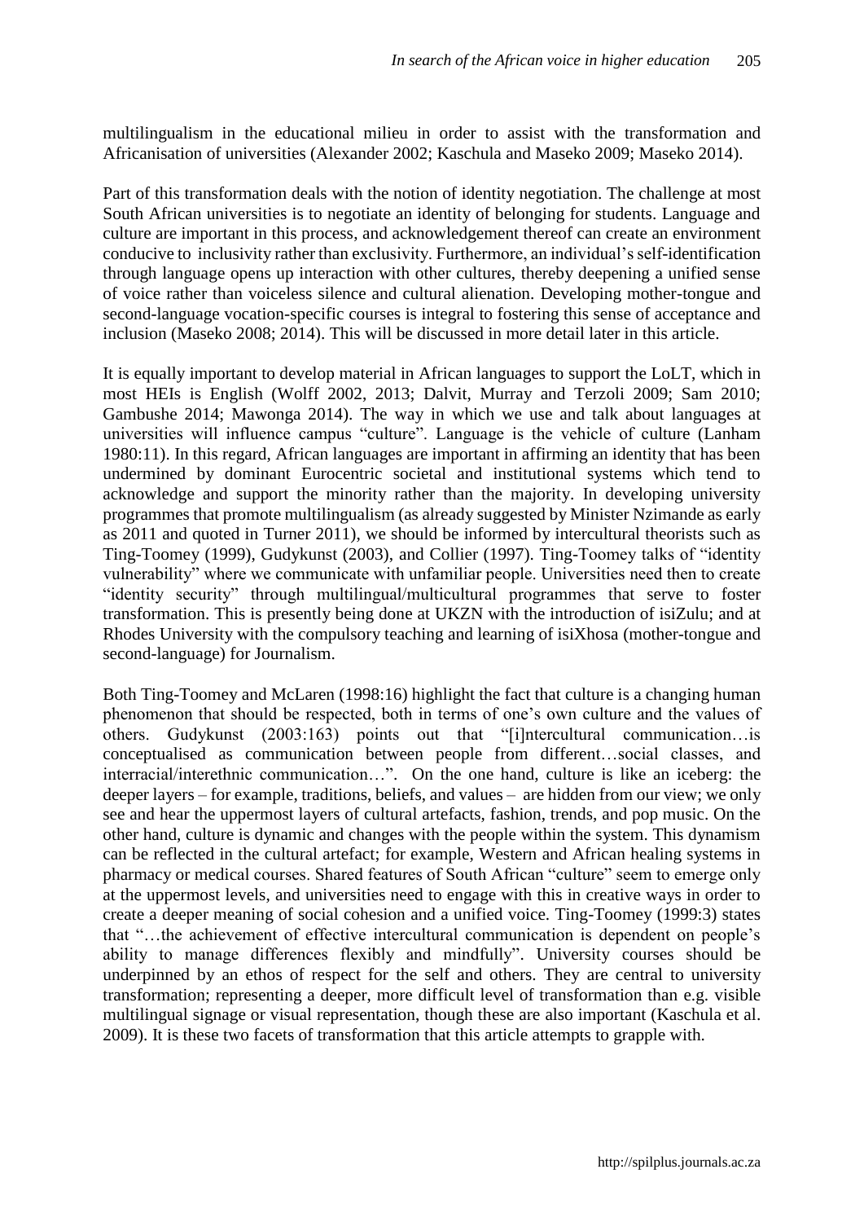multilingualism in the educational milieu in order to assist with the transformation and Africanisation of universities (Alexander 2002; Kaschula and Maseko 2009; Maseko 2014).

Part of this transformation deals with the notion of identity negotiation. The challenge at most South African universities is to negotiate an identity of belonging for students. Language and culture are important in this process, and acknowledgement thereof can create an environment conducive to inclusivity rather than exclusivity. Furthermore, an individual's self-identification through language opens up interaction with other cultures, thereby deepening a unified sense of voice rather than voiceless silence and cultural alienation. Developing mother-tongue and second-language vocation-specific courses is integral to fostering this sense of acceptance and inclusion (Maseko 2008; 2014). This will be discussed in more detail later in this article.

It is equally important to develop material in African languages to support the LoLT, which in most HEIs is English (Wolff 2002, 2013; Dalvit, Murray and Terzoli 2009; Sam 2010; Gambushe 2014; Mawonga 2014). The way in which we use and talk about languages at universities will influence campus "culture". Language is the vehicle of culture (Lanham 1980:11). In this regard, African languages are important in affirming an identity that has been undermined by dominant Eurocentric societal and institutional systems which tend to acknowledge and support the minority rather than the majority. In developing university programmes that promote multilingualism (as already suggested by Minister Nzimande as early as 2011 and quoted in Turner 2011), we should be informed by intercultural theorists such as Ting-Toomey (1999), Gudykunst (2003), and Collier (1997). Ting-Toomey talks of "identity vulnerability" where we communicate with unfamiliar people. Universities need then to create "identity security" through multilingual/multicultural programmes that serve to foster transformation. This is presently being done at UKZN with the introduction of isiZulu; and at Rhodes University with the compulsory teaching and learning of isiXhosa (mother-tongue and second-language) for Journalism.

Both Ting-Toomey and McLaren (1998:16) highlight the fact that culture is a changing human phenomenon that should be respected, both in terms of one's own culture and the values of others. Gudykunst (2003:163) points out that "[i]ntercultural communication…is conceptualised as communication between people from different…social classes, and interracial/interethnic communication…". On the one hand, culture is like an iceberg: the deeper layers – for example, traditions, beliefs, and values – are hidden from our view; we only see and hear the uppermost layers of cultural artefacts, fashion, trends, and pop music. On the other hand, culture is dynamic and changes with the people within the system. This dynamism can be reflected in the cultural artefact; for example, Western and African healing systems in pharmacy or medical courses. Shared features of South African "culture" seem to emerge only at the uppermost levels, and universities need to engage with this in creative ways in order to create a deeper meaning of social cohesion and a unified voice. Ting-Toomey (1999:3) states that "…the achievement of effective intercultural communication is dependent on people's ability to manage differences flexibly and mindfully". University courses should be underpinned by an ethos of respect for the self and others. They are central to university transformation; representing a deeper, more difficult level of transformation than e.g. visible multilingual signage or visual representation, though these are also important (Kaschula et al. 2009). It is these two facets of transformation that this article attempts to grapple with.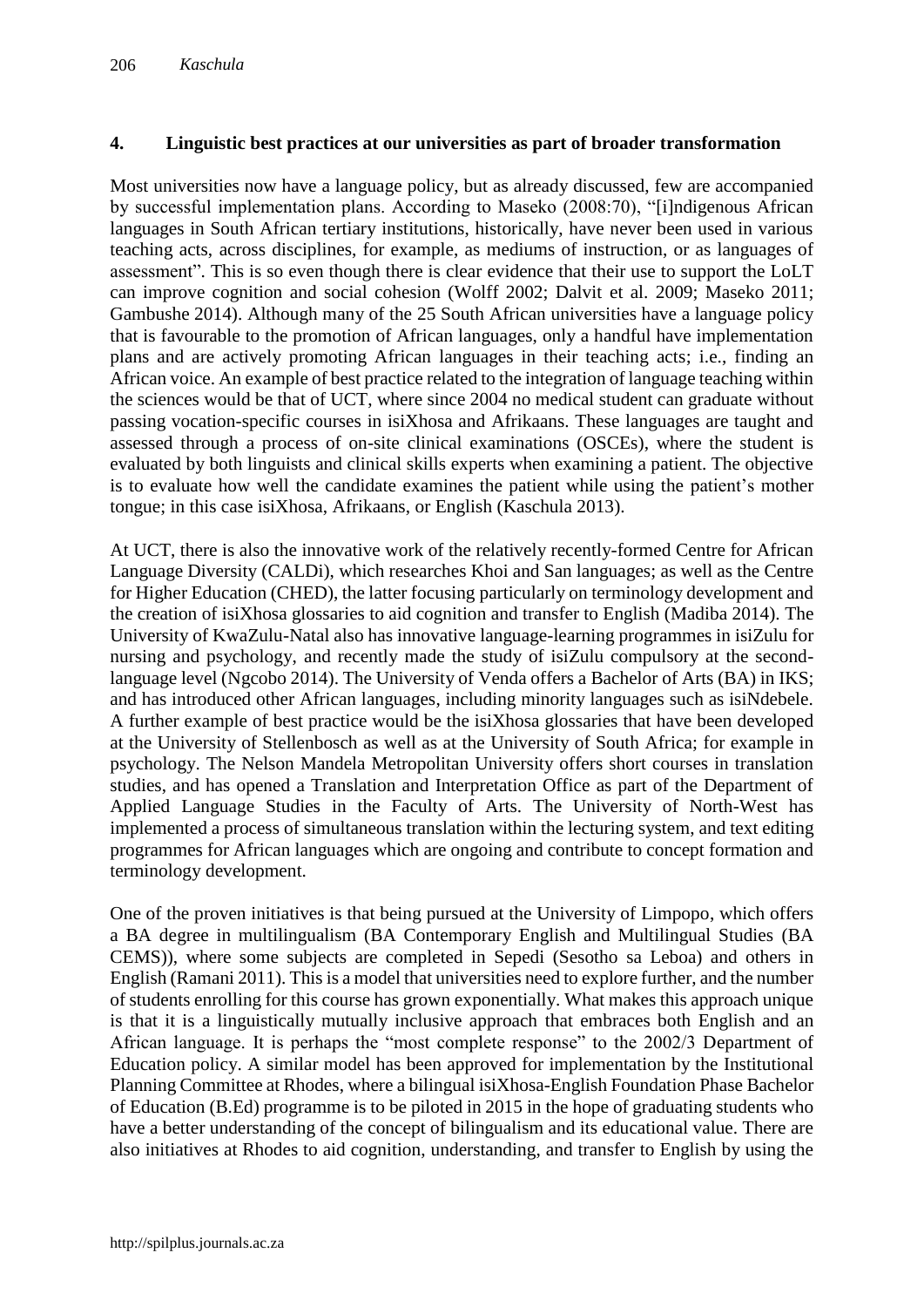## 4. Linguistic best practices at our universities as part of broader transformation

Most universities now have a language policy, but as already discussed, few are accompanied by successful implementation plans. According to Maseko (2008:70), "[i]ndigenous African languages in South African tertiary institutions, historically, have never been used in various teaching acts, across disciplines, for example, as mediums of instruction, or as languages of assessment". This is so even though there is clear evidence that their use to support the LoLT can improve cognition and social cohesion (Wolff 2002; Dalvit et al. 2009; Maseko 2011; Gambushe 2014). Although many of the 25 South African universities have a language policy that is favourable to the promotion of African languages, only a handful have implementation plans and are actively promoting African languages in their teaching acts; i.e., finding an African voice. An example of best practice related to the integration of language teaching within the sciences would be that of UCT, where since 2004 no medical student can graduate without passing vocation-specific courses in isiXhosa and Afrikaans. These languages are taught and assessed through a process of on-site clinical examinations (OSCEs), where the student is evaluated by both linguists and clinical skills experts when examining a patient. The objective is to evaluate how well the candidate examines the patient while using the patient's mother tongue; in this case isiXhosa, Afrikaans, or English (Kaschula 2013).

At UCT, there is also the innovative work of the relatively recently-formed Centre for African Language Diversity (CALDi), which researches Khoi and San languages; as well as the Centre for Higher Education (CHED), the latter focusing particularly on terminology development and the creation of isiXhosa glossaries to aid cognition and transfer to English (Madiba 2014). The University of KwaZulu-Natal also has innovative language-learning programmes in isiZulu for nursing and psychology, and recently made the study of isiZulu compulsory at the second-language level (Ngcobo 2014). The University of Venda offers a Bachelor of Arts (BA) in IKS; and has introduced other African languages, including minority languages such as isiNdebele. A further example of best practice would be the isiXhosa glossaries that have been developed at the University of Stellenbosch as well as at the University of South Africa; for example in psychology. The Nelson Mandela Metropolitan University offers short courses in translation studies, and has opened a Translation and Interpretation Office as part of the Department of Applied Language Studies in the Faculty of Arts. The University of North-West has implemented a process of simultaneous translation within the lecturing system, and text editing programmes for African languages which are ongoing and contribute to concept formation and terminology development.

One of the proven initiatives is that being pursued at the University of Limpopo, which offers a BA degree in multilingualism (BA Contemporary English and Multilingual Studies (BA CEMS)), where some subjects are completed in Sepedi (Sesotho sa Leboa) and others in English (Ramani 2011). This is a model that universities need to explore further, and the number of students enrolling for this course has grown exponentially. What makes this approach unique is that it is a linguistically mutually inclusive approach that embraces both English and an African language. It is perhaps the "most complete response" to the 2002/3 Department of Education policy. A similar model has been approved for implementation by the Institutional Planning Committee at Rhodes, where a bilingual isiXhosa-English Foundation Phase Bachelor of Education (B.Ed) programme is to be piloted in 2015 in the hope of graduating students who have a better understanding of the concept of bilingualism and its educational value. There are also initiatives at Rhodes to aid cognition, understanding, and transfer to English by using the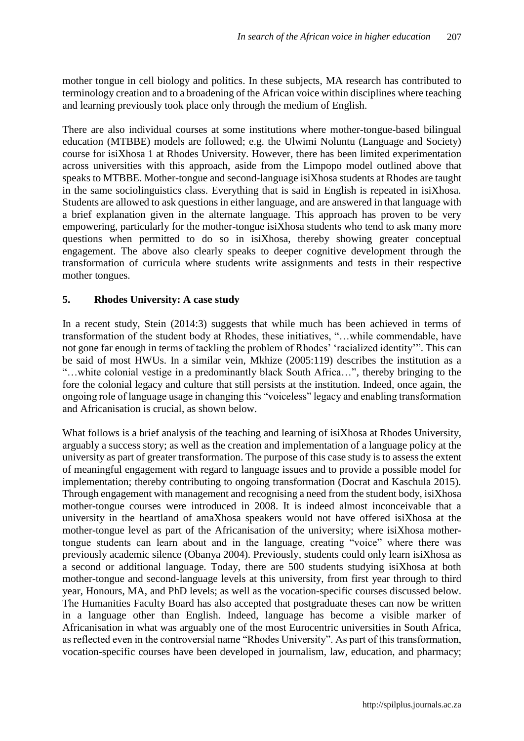mother tongue in cell biology and politics. In these subjects, MA research has contributed to terminology creation and to a broadening of the African voice within disciplines where teaching and learning previously took place only through the medium of English.

There are also individual courses at some institutions where mother-tongue-based bilingual education (MTBBE) models are followed; e.g. the Ulwimi Noluntu (Language and Society) course for isiXhosa 1 at Rhodes University. However, there has been limited experimentation across universities with this approach, aside from the Limpopo model outlined above that speaks to MTBBE. Mother-tongue and second-language isiXhosa students at Rhodes are taught in the same sociolinguistics class. Everything that is said in English is repeated in isiXhosa. Students are allowed to ask questions in either language, and are answered in that language with a brief explanation given in the alternate language. This approach has proven to be very empowering, particularly for the mother-tongue isiXhosa students who tend to ask many more questions when permitted to do so in isiXhosa, thereby showing greater conceptual engagement. The above also clearly speaks to deeper cognitive development through the transformation of curricula where students write assignments and tests in their respective mother tongues.

## 5. Rhodes University: A case study

In a recent study, Stein (2014:3) suggests that while much has been achieved in terms of transformation of the student body at Rhodes, these initiatives, "…while commendable, have not gone far enough in terms of tackling the problem of Rhodes' 'racialized identity'". This can be said of most HWUs. In a similar vein, Mkhize (2005:119) describes the institution as a "…white colonial vestige in a predominantly black South Africa…", thereby bringing to the fore the colonial legacy and culture that still persists at the institution. Indeed, once again, the ongoing role of language usage in changing this "voiceless" legacy and enabling transformation and Africanisation is crucial, as shown below.

What follows is a brief analysis of the teaching and learning of isiXhosa at Rhodes University, arguably a success story; as well as the creation and implementation of a language policy at the university as part of greater transformation. The purpose of this case study is to assess the extent of meaningful engagement with regard to language issues and to provide a possible model for implementation; thereby contributing to ongoing transformation (Docrat and Kaschula 2015). Through engagement with management and recognising a need from the student body, isiXhosa mother-tongue courses were introduced in 2008. It is indeed almost inconceivable that a university in the heartland of amaXhosa speakers would not have offered isiXhosa at the mother-tongue level as part of the Africanisation of the university; where isiXhosa mother-tongue students can learn about and in the language, creating "voice" where there was previously academic silence (Obanya 2004). Previously, students could only learn isiXhosa as a second or additional language. Today, there are 500 students studying isiXhosa at both mother-tongue and second-language levels at this university, from first year through to third year, Honours, MA, and PhD levels; as well as the vocation-specific courses discussed below. The Humanities Faculty Board has also accepted that postgraduate theses can now be written in a language other than English. Indeed, language has become a visible marker of Africanisation in what was arguably one of the most Eurocentric universities in South Africa, as reflected even in the controversial name "Rhodes University". As part of this transformation, vocation-specific courses have been developed in journalism, law, education, and pharmacy;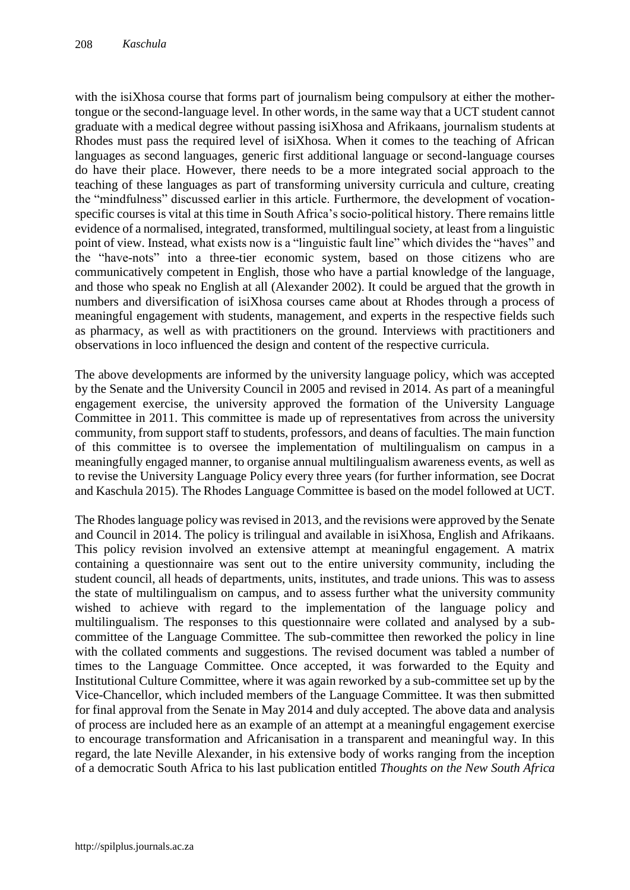with the isiXhosa course that forms part of journalism being compulsory at either the mother-tongue or the second-language level. In other words, in the same way that a UCT student cannot graduate with a medical degree without passing isiXhosa and Afrikaans, journalism students at Rhodes must pass the required level of isiXhosa. When it comes to the teaching of African languages as second languages, generic first additional language or second-language courses do have their place. However, there needs to be a more integrated social approach to the teaching of these languages as part of transforming university curricula and culture, creating the "mindfulness" discussed earlier in this article. Furthermore, the development of vocation-specific courses is vital at this time in South Africa's socio-political history. There remains little evidence of a normalised, integrated, transformed, multilingual society, at least from a linguistic point of view. Instead, what exists now is a "linguistic fault line" which divides the "haves" and the "have-nots" into a three-tier economic system, based on those citizens who are communicatively competent in English, those who have a partial knowledge of the language, and those who speak no English at all (Alexander 2002). It could be argued that the growth in numbers and diversification of isiXhosa courses came about at Rhodes through a process of meaningful engagement with students, management, and experts in the respective fields such as pharmacy, as well as with practitioners on the ground. Interviews with practitioners and observations in loco influenced the design and content of the respective curricula.

The above developments are informed by the university language policy, which was accepted by the Senate and the University Council in 2005 and revised in 2014. As part of a meaningful engagement exercise, the university approved the formation of the University Language Committee in 2011. This committee is made up of representatives from across the university community, from support staff to students, professors, and deans of faculties. The main function of this committee is to oversee the implementation of multilingualism on campus in a meaningfully engaged manner, to organise annual multilingualism awareness events, as well as to revise the University Language Policy every three years (for further information, see Docrat and Kaschula 2015). The Rhodes Language Committee is based on the model followed at UCT.

The Rhodes language policy was revised in 2013, and the revisions were approved by the Senate and Council in 2014. The policy is trilingual and available in isiXhosa, English and Afrikaans. This policy revision involved an extensive attempt at meaningful engagement. A matrix containing a questionnaire was sent out to the entire university community, including the student council, all heads of departments, units, institutes, and trade unions. This was to assess the state of multilingualism on campus, and to assess further what the university community wished to achieve with regard to the implementation of the language policy and multilingualism. The responses to this questionnaire were collated and analysed by a sub-committee of the Language Committee. The sub-committee then reworked the policy in line with the collated comments and suggestions. The revised document was tabled a number of times to the Language Committee. Once accepted, it was forwarded to the Equity and Institutional Culture Committee, where it was again reworked by a sub-committee set up by the Vice-Chancellor, which included members of the Language Committee. It was then submitted for final approval from the Senate in May 2014 and duly accepted. The above data and analysis of process are included here as an example of an attempt at a meaningful engagement exercise to encourage transformation and Africanisation in a transparent and meaningful way. In this regard, the late Neville Alexander, in his extensive body of works ranging from the inception of a democratic South Africa to his last publication entitled *Thoughts on the New South Africa*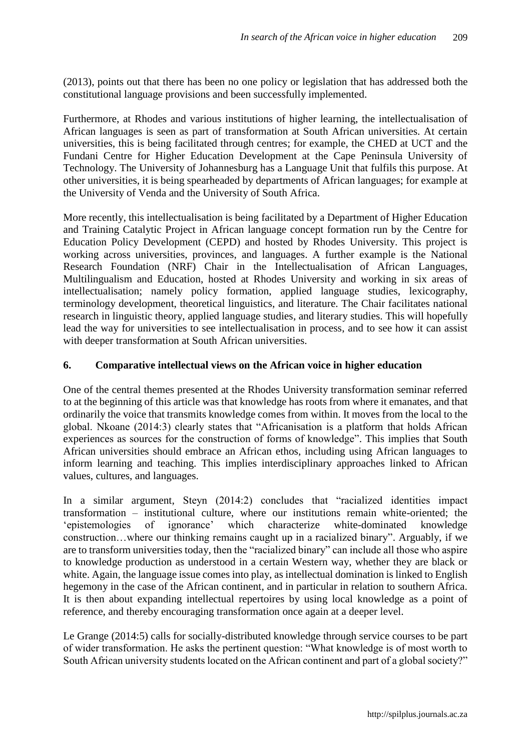(2013), points out that there has been no one policy or legislation that has addressed both the constitutional language provisions and been successfully implemented.

Furthermore, at Rhodes and various institutions of higher learning, the intellectualisation of African languages is seen as part of transformation at South African universities. At certain universities, this is being facilitated through centres; for example, the CHED at UCT and the Fundani Centre for Higher Education Development at the Cape Peninsula University of Technology. The University of Johannesburg has a Language Unit that fulfils this purpose. At other universities, it is being spearheaded by departments of African languages; for example at the University of Venda and the University of South Africa.

More recently, this intellectualisation is being facilitated by a Department of Higher Education and Training Catalytic Project in African language concept formation run by the Centre for Education Policy Development (CEPD) and hosted by Rhodes University. This project is working across universities, provinces, and languages. A further example is the National Research Foundation (NRF) Chair in the Intellectualisation of African Languages, Multilingualism and Education, hosted at Rhodes University and working in six areas of intellectualisation; namely policy formation, applied language studies, lexicography, terminology development, theoretical linguistics, and literature. The Chair facilitates national research in linguistic theory, applied language studies, and literary studies. This will hopefully lead the way for universities to see intellectualisation in process, and to see how it can assist with deeper transformation at South African universities.

## 6. Comparative intellectual views on the African voice in higher education

One of the central themes presented at the Rhodes University transformation seminar referred to at the beginning of this article was that knowledge has roots from where it emanates, and that ordinarily the voice that transmits knowledge comes from within. It moves from the local to the global. Nkoane (2014:3) clearly states that "Africanisation is a platform that holds African experiences as sources for the construction of forms of knowledge". This implies that South African universities should embrace an African ethos, including using African languages to inform learning and teaching. This implies interdisciplinary approaches linked to African values, cultures, and languages.

In a similar argument, Steyn (2014:2) concludes that "racialized identities impact transformation – institutional culture, where our institutions remain white-oriented; the 'epistemologies of ignorance' which characterize white-dominated knowledge construction…where our thinking remains caught up in a racialized binary". Arguably, if we are to transform universities today, then the "racialized binary" can include all those who aspire to knowledge production as understood in a certain Western way, whether they are black or white. Again, the language issue comes into play, as intellectual domination is linked to English hegemony in the case of the African continent, and in particular in relation to southern Africa. It is then about expanding intellectual repertoires by using local knowledge as a point of reference, and thereby encouraging transformation once again at a deeper level.

Le Grange (2014:5) calls for socially-distributed knowledge through service courses to be part of wider transformation. He asks the pertinent question: "What knowledge is of most worth to South African university students located on the African continent and part of a global society?"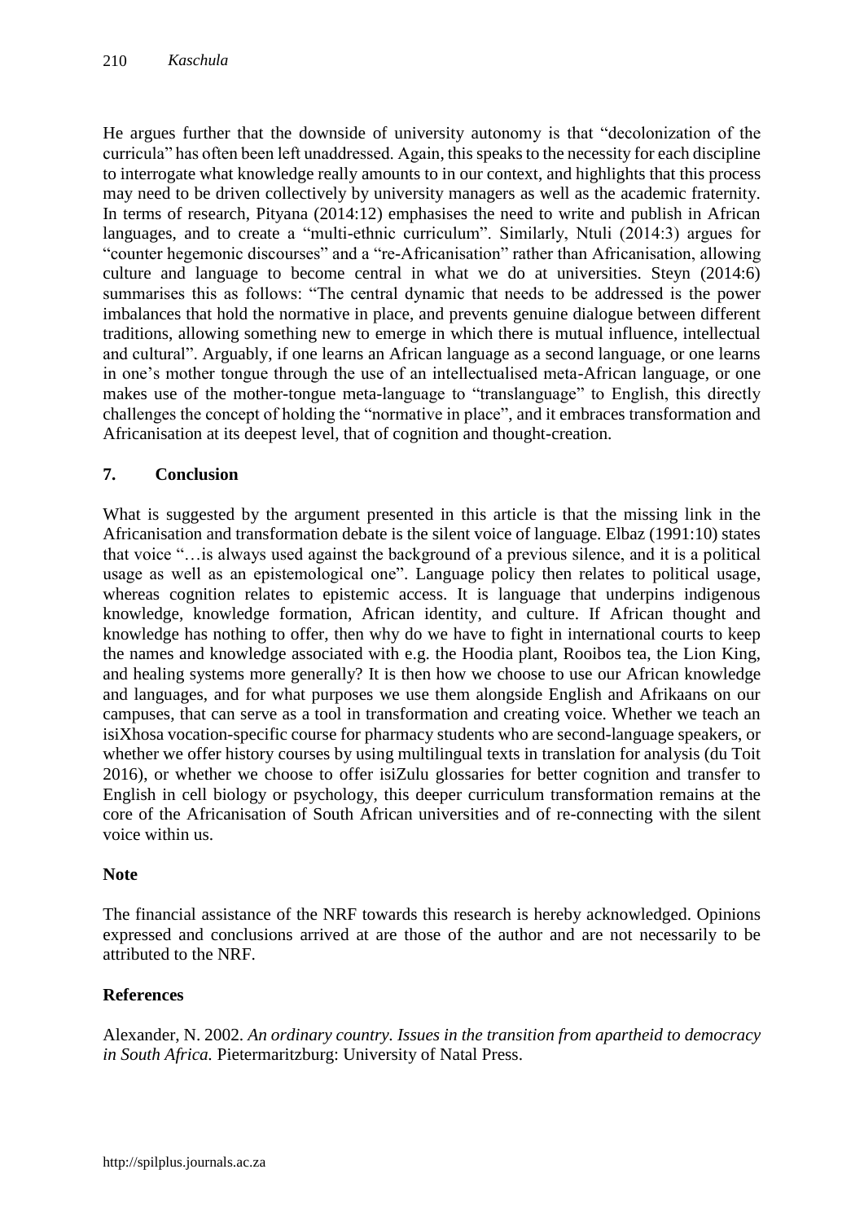He argues further that the downside of university autonomy is that "decolonization of the curricula" has often been left unaddressed. Again, this speaks to the necessity for each discipline to interrogate what knowledge really amounts to in our context, and highlights that this process may need to be driven collectively by university managers as well as the academic fraternity. In terms of research, Pityana (2014:12) emphasises the need to write and publish in African languages, and to create a "multi-ethnic curriculum". Similarly, Ntuli (2014:3) argues for "counter hegemonic discourses" and a "re-Africanisation" rather than Africanisation, allowing culture and language to become central in what we do at universities. Steyn (2014:6) summarises this as follows: "The central dynamic that needs to be addressed is the power imbalances that hold the normative in place, and prevents genuine dialogue between different traditions, allowing something new to emerge in which there is mutual influence, intellectual and cultural". Arguably, if one learns an African language as a second language, or one learns in one's mother tongue through the use of an intellectualised meta-African language, or one makes use of the mother-tongue meta-language to "translanguage" to English, this directly challenges the concept of holding the "normative in place", and it embraces transformation and Africanisation at its deepest level, that of cognition and thought-creation.

## 7. Conclusion

What is suggested by the argument presented in this article is that the missing link in the Africanisation and transformation debate is the silent voice of language. Elbaz (1991:10) states that voice "…is always used against the background of a previous silence, and it is a political usage as well as an epistemological one". Language policy then relates to political usage, whereas cognition relates to epistemic access. It is language that underpins indigenous knowledge, knowledge formation, African identity, and culture. If African thought and knowledge has nothing to offer, then why do we have to fight in international courts to keep the names and knowledge associated with e.g. the Hoodia plant, Rooibos tea, the Lion King, and healing systems more generally? It is then how we choose to use our African knowledge and languages, and for what purposes we use them alongside English and Afrikaans on our campuses, that can serve as a tool in transformation and creating voice. Whether we teach an isiXhosa vocation-specific course for pharmacy students who are second-language speakers, or whether we offer history courses by using multilingual texts in translation for analysis (du Toit 2016), or whether we choose to offer isiZulu glossaries for better cognition and transfer to English in cell biology or psychology, this deeper curriculum transformation remains at the core of the Africanisation of South African universities and of re-connecting with the silent voice within us.

## Note

The financial assistance of the NRF towards this research is hereby acknowledged. Opinions expressed and conclusions arrived at are those of the author and are not necessarily to be attributed to the NRF.

## References

Alexander, N. 2002. *An ordinary country. Issues in the transition from apartheid to democracy in South Africa.* Pietermaritzburg: University of Natal Press.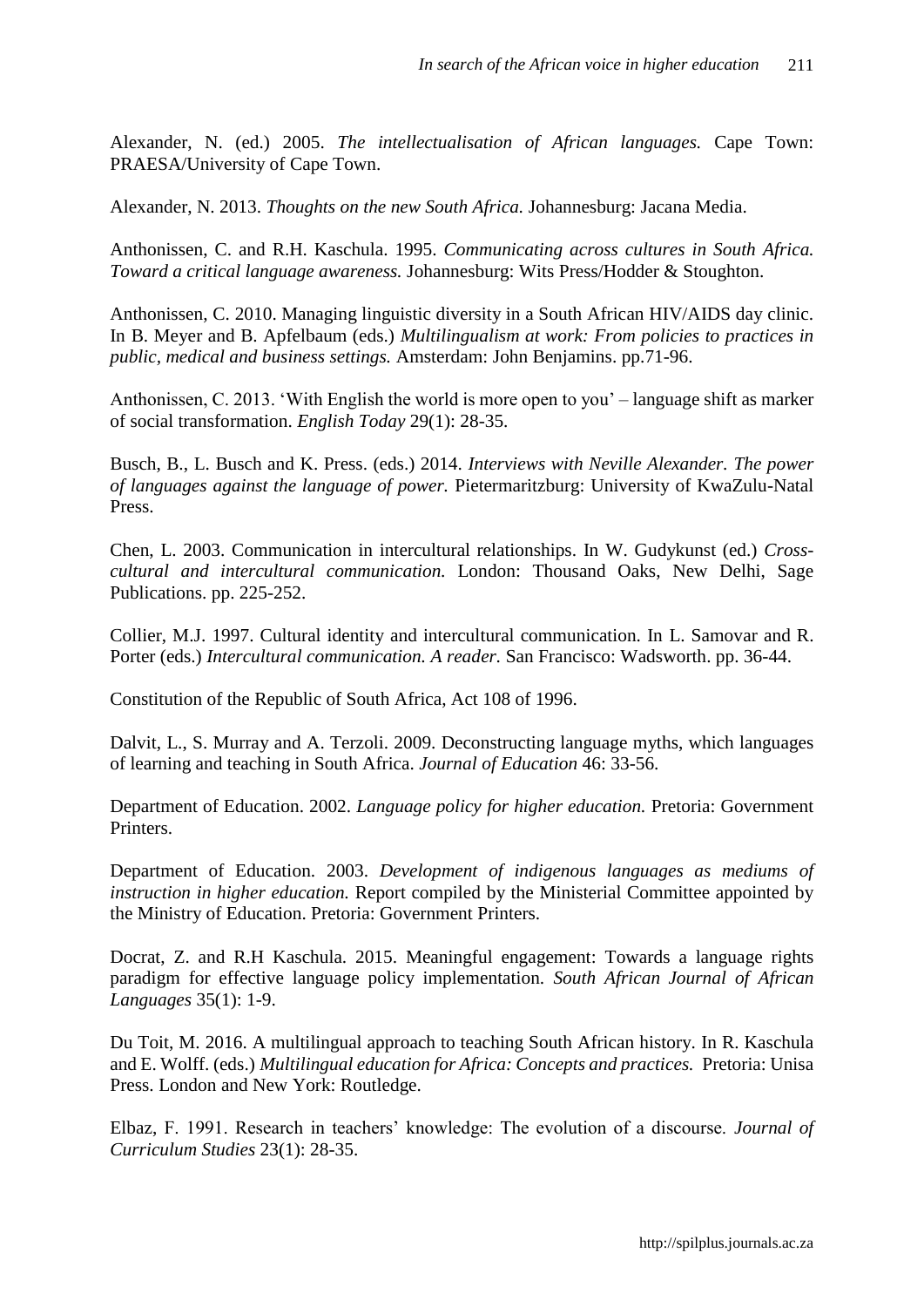Alexander, N. (ed.) 2005. *The intellectualisation of African languages.* Cape Town: PRAESA/University of Cape Town.

Alexander, N. 2013. *Thoughts on the new South Africa.* Johannesburg: Jacana Media.

Anthonissen, C. and R.H. Kaschula. 1995. *Communicating across cultures in South Africa. Toward a critical language awareness.* Johannesburg: Wits Press/Hodder & Stoughton.

Anthonissen, C. 2010. Managing linguistic diversity in a South African HIV/AIDS day clinic. In B. Meyer and B. Apfelbaum (eds.) *Multilingualism at work: From policies to practices in public, medical and business settings.* Amsterdam: John Benjamins. pp.71-96.

Anthonissen, C. 2013. 'With English the world is more open to you' – language shift as marker of social transformation. *English Today* 29(1): 28-35.

Busch, B., L. Busch and K. Press. (eds.) 2014. *Interviews with Neville Alexander. The power of languages against the language of power.* Pietermaritzburg: University of KwaZulu-Natal Press.

Chen, L. 2003. Communication in intercultural relationships. In W. Gudykunst (ed.) *Cross-cultural and intercultural communication.* London: Thousand Oaks, New Delhi, Sage Publications. pp. 225-252.

Collier, M.J. 1997. Cultural identity and intercultural communication. In L. Samovar and R. Porter (eds.) *Intercultural communication. A reader.* San Francisco: Wadsworth. pp. 36-44.

Constitution of the Republic of South Africa, Act 108 of 1996.

Dalvit, L., S. Murray and A. Terzoli. 2009. Deconstructing language myths, which languages of learning and teaching in South Africa. *Journal of Education* 46: 33-56.

Department of Education. 2002. *Language policy for higher education.* Pretoria: Government Printers.

Department of Education. 2003. *Development of indigenous languages as mediums of instruction in higher education.* Report compiled by the Ministerial Committee appointed by the Ministry of Education. Pretoria: Government Printers.

Docrat, Z. and R.H Kaschula. 2015. Meaningful engagement: Towards a language rights paradigm for effective language policy implementation. *South African Journal of African Languages* 35(1): 1-9.

Du Toit, M. 2016. A multilingual approach to teaching South African history. In R. Kaschula and E. Wolff. (eds.) *Multilingual education for Africa: Concepts and practices.* Pretoria: Unisa Press. London and New York: Routledge.

Elbaz, F. 1991. Research in teachers' knowledge: The evolution of a discourse. *Journal of Curriculum Studies* 23(1): 28-35.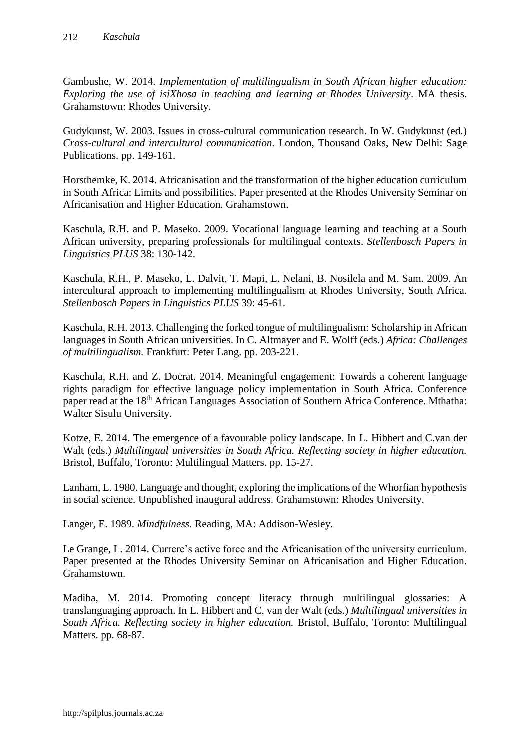Gambushe, W. 2014. *Implementation of multilingualism in South African higher education: Exploring the use of isiXhosa in teaching and learning at Rhodes University*. MA thesis. Grahamstown: Rhodes University.

Gudykunst, W. 2003. Issues in cross-cultural communication research. In W. Gudykunst (ed.) *Cross-cultural and intercultural communication.* London, Thousand Oaks, New Delhi: Sage Publications. pp. 149-161.

Horsthemke, K. 2014. Africanisation and the transformation of the higher education curriculum in South Africa: Limits and possibilities. Paper presented at the Rhodes University Seminar on Africanisation and Higher Education. Grahamstown.

Kaschula, R.H. and P. Maseko. 2009. Vocational language learning and teaching at a South African university, preparing professionals for multilingual contexts. *Stellenbosch Papers in Linguistics PLUS* 38: 130-142.

Kaschula, R.H., P. Maseko, L. Dalvit, T. Mapi, L. Nelani, B. Nosilela and M. Sam. 2009. An intercultural approach to implementing multilingualism at Rhodes University, South Africa. *Stellenbosch Papers in Linguistics PLUS* 39: 45-61.

Kaschula, R.H. 2013. Challenging the forked tongue of multilingualism: Scholarship in African languages in South African universities. In C. Altmayer and E. Wolff (eds.) *Africa: Challenges of multilingualism.* Frankfurt: Peter Lang. pp. 203-221.

Kaschula, R.H. and Z. Docrat. 2014. Meaningful engagement: Towards a coherent language rights paradigm for effective language policy implementation in South Africa. Conference paper read at the 18th African Languages Association of Southern Africa Conference. Mthatha: Walter Sisulu University.

Kotze, E. 2014. The emergence of a favourable policy landscape. In L. Hibbert and C.van der Walt (eds.) *Multilingual universities in South Africa. Reflecting society in higher education.* Bristol, Buffalo, Toronto: Multilingual Matters. pp. 15-27.

Lanham, L. 1980. Language and thought, exploring the implications of the Whorfian hypothesis in social science. Unpublished inaugural address. Grahamstown: Rhodes University.

Langer, E. 1989. *Mindfulness.* Reading, MA: Addison-Wesley.

Le Grange, L. 2014. Currere's active force and the Africanisation of the university curriculum. Paper presented at the Rhodes University Seminar on Africanisation and Higher Education. Grahamstown.

Madiba, M. 2014. Promoting concept literacy through multilingual glossaries: A translanguaging approach. In L. Hibbert and C. van der Walt (eds.) *Multilingual universities in South Africa. Reflecting society in higher education.* Bristol, Buffalo, Toronto: Multilingual Matters. pp. 68-87.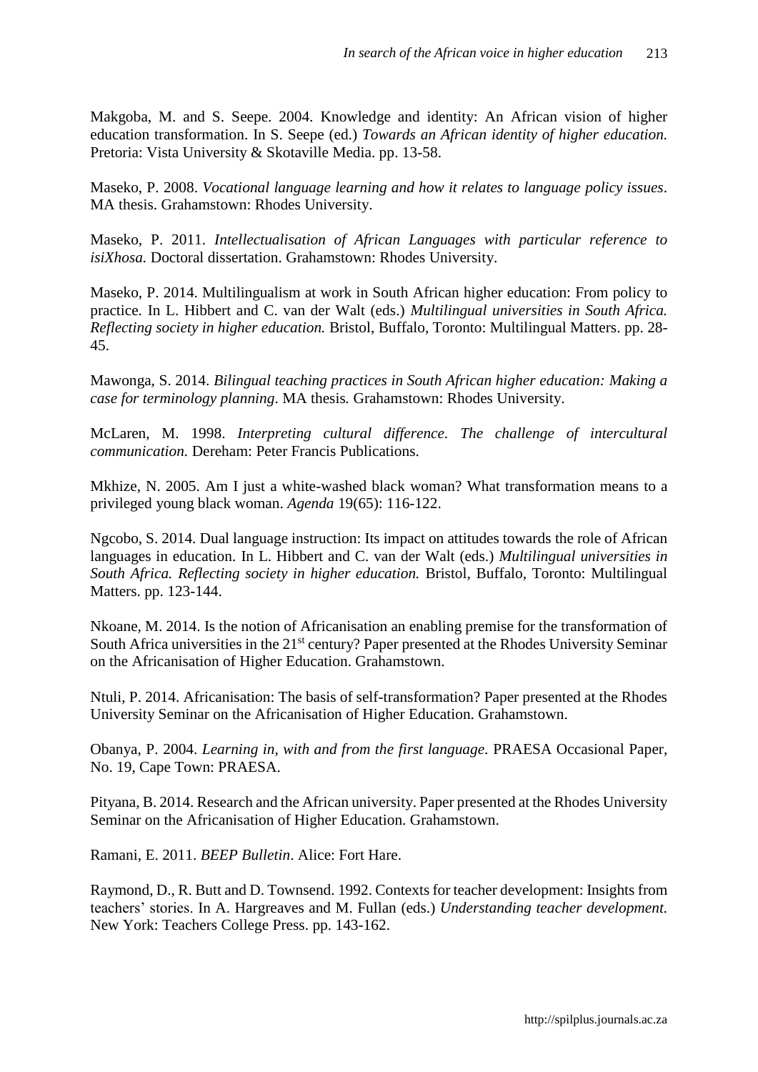Makgoba, M. and S. Seepe. 2004. Knowledge and identity: An African vision of higher education transformation. In S. Seepe (ed.) *Towards an African identity of higher education.* Pretoria: Vista University & Skotaville Media. pp. 13-58.

Maseko, P. 2008. *Vocational language learning and how it relates to language policy issues*. MA thesis. Grahamstown: Rhodes University.

Maseko, P. 2011. *Intellectualisation of African Languages with particular reference to isiXhosa.* Doctoral dissertation. Grahamstown: Rhodes University.

Maseko, P. 2014. Multilingualism at work in South African higher education: From policy to practice. In L. Hibbert and C. van der Walt (eds.) *Multilingual universities in South Africa. Reflecting society in higher education.* Bristol, Buffalo, Toronto: Multilingual Matters. pp. 28-45.

Mawonga, S. 2014. *Bilingual teaching practices in South African higher education: Making a case for terminology planning*. MA thesis. Grahamstown: Rhodes University.

McLaren, M. 1998. *Interpreting cultural difference. The challenge of intercultural communication.* Dereham: Peter Francis Publications.

Mkhize, N. 2005. Am I just a white-washed black woman? What transformation means to a privileged young black woman. *Agenda* 19(65): 116-122.

Ngcobo, S. 2014. Dual language instruction: Its impact on attitudes towards the role of African languages in education. In L. Hibbert and C. van der Walt (eds.) *Multilingual universities in South Africa. Reflecting society in higher education.* Bristol, Buffalo, Toronto: Multilingual Matters. pp. 123-144.

Nkoane, M. 2014. Is the notion of Africanisation an enabling premise for the transformation of South Africa universities in the 21st century? Paper presented at the Rhodes University Seminar on the Africanisation of Higher Education. Grahamstown.

Ntuli, P. 2014. Africanisation: The basis of self-transformation? Paper presented at the Rhodes University Seminar on the Africanisation of Higher Education. Grahamstown.

Obanya, P. 2004. *Learning in, with and from the first language*. PRAESA Occasional Paper, No. 19, Cape Town: PRAESA.

Pityana, B. 2014. Research and the African university. Paper presented at the Rhodes University Seminar on the Africanisation of Higher Education. Grahamstown.

Ramani, E. 2011. *BEEP Bulletin*. Alice: Fort Hare.

Raymond, D., R. Butt and D. Townsend. 1992. Contexts for teacher development: Insights from teachers' stories. In A. Hargreaves and M. Fullan (eds.) *Understanding teacher development.* New York: Teachers College Press. pp. 143-162.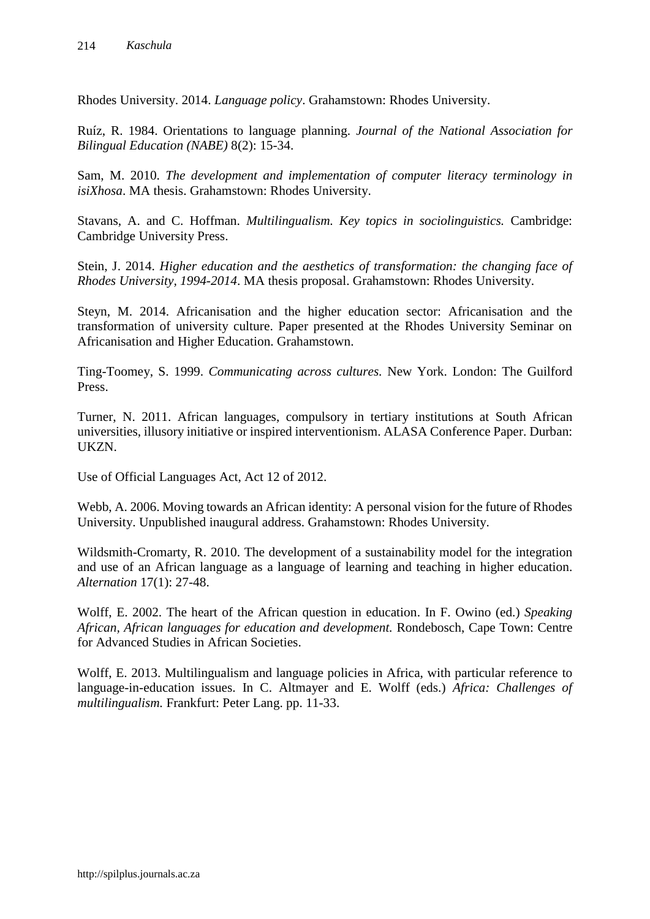Rhodes University. 2014. *Language policy*. Grahamstown: Rhodes University.

Ruíz, R. 1984. Orientations to language planning. *Journal of the National Association for Bilingual Education (NABE)* 8(2): 15-34.

Sam, M. 2010. *The development and implementation of computer literacy terminology in isiXhosa*. MA thesis. Grahamstown: Rhodes University.

Stavans, A. and C. Hoffman. *Multilingualism. Key topics in sociolinguistics.* Cambridge: Cambridge University Press.

Stein, J. 2014. *Higher education and the aesthetics of transformation: the changing face of Rhodes University, 1994-2014*. MA thesis proposal. Grahamstown: Rhodes University.

Steyn, M. 2014. Africanisation and the higher education sector: Africanisation and the transformation of university culture. Paper presented at the Rhodes University Seminar on Africanisation and Higher Education. Grahamstown.

Ting-Toomey, S. 1999. *Communicating across cultures.* New York. London: The Guilford Press.

Turner, N. 2011. African languages, compulsory in tertiary institutions at South African universities, illusory initiative or inspired interventionism. ALASA Conference Paper. Durban: UKZN.

Use of Official Languages Act, Act 12 of 2012.

Webb, A. 2006. Moving towards an African identity: A personal vision for the future of Rhodes University. Unpublished inaugural address. Grahamstown: Rhodes University.

Wildsmith-Cromarty, R. 2010. The development of a sustainability model for the integration and use of an African language as a language of learning and teaching in higher education. *Alternation* 17(1): 27-48.

Wolff, E. 2002. The heart of the African question in education. In F. Owino (ed.) *Speaking African, African languages for education and development.* Rondebosch, Cape Town: Centre for Advanced Studies in African Societies.

Wolff, E. 2013. Multilingualism and language policies in Africa, with particular reference to language-in-education issues. In C. Altmayer and E. Wolff (eds.) *Africa: Challenges of multilingualism.* Frankfurt: Peter Lang. pp. 11-33.